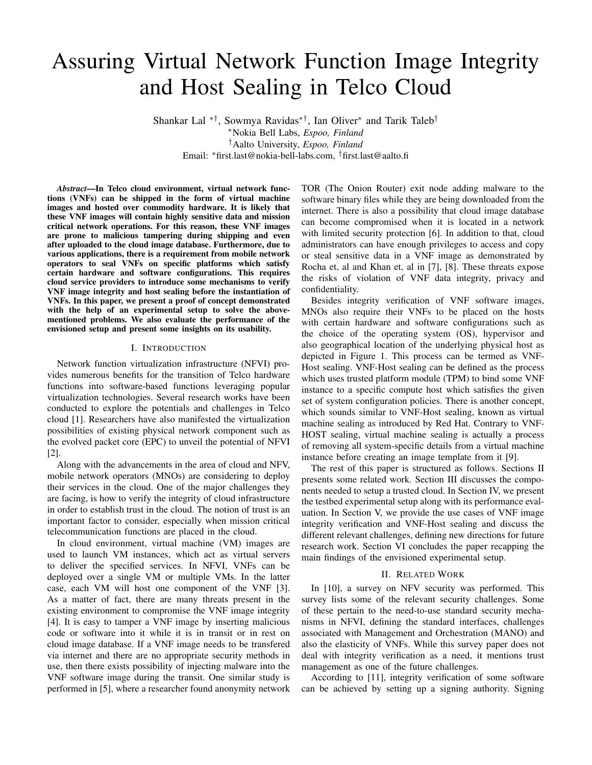# Assuring Virtual Network Function Image Integrity and Host Sealing in Telco Cloud

Shankar Lal [*†], Sowmya Ravidas[*†], Ian Oliver[*] and Tarik Taleb[†]
[*]Nokia Bell Labs, *Espoo, Finland*
[†]Aalto University, *Espoo, Finland*
Email: [*]first.last@nokia-bell-labs.com, [†]first.last@aalto.fi

***Abstract*—In Telco cloud environment, virtual network functions (VNFs) can be shipped in the form of virtual machine images and hosted over commodity hardware. It is likely that these VNF images will contain highly sensitive data and mission critical network operations. For this reason, these VNF images are prone to malicious tampering during shipping and even after uploaded to the cloud image database. Furthermore, due to various applications, there is a requirement from mobile network operators to seal VNFs on specific platforms which satisfy certain hardware and software configurations. This requires cloud service providers to introduce some mechanisms to verify VNF image integrity and host sealing before the instantiation of VNFs. In this paper, we present a proof of concept demonstrated with the help of an experimental setup to solve the above-mentioned problems. We also evaluate the performance of the envisioned setup and present some insights on its usability.**

## I. Introduction

Network function virtualization infrastructure (NFVI) provides numerous benefits for the transition of Telco hardware functions into software-based functions leveraging popular virtualization technologies. Several research works have been conducted to explore the potentials and challenges in Telco cloud [1]. Researchers have also manifested the virtualization possibilities of existing physical network component such as the evolved packet core (EPC) to unveil the potential of NFVI [2].

Along with the advancements in the area of cloud and NFV, mobile network operators (MNOs) are considering to deploy their services in the cloud. One of the major challenges they are facing, is how to verify the integrity of cloud infrastructure in order to establish trust in the cloud. The notion of trust is an important factor to consider, especially when mission critical telecommunication functions are placed in the cloud.

In cloud environment, virtual machine (VM) images are used to launch VM instances, which act as virtual servers to deliver the specified services. In NFVI, VNFs can be deployed over a single VM or multiple VMs. In the latter case, each VM will host one component of the VNF [3]. As a matter of fact, there are many threats present in the existing environment to compromise the VNF image integrity [4]. It is easy to tamper a VNF image by inserting malicious code or software into it while it is in transit or in rest on cloud image database. If a VNF image needs to be transfered via internet and there are no appropriate security methods in use, then there exists possibility of injecting malware into the VNF software image during the transit. One similar study is performed in [5], where a researcher found anonymity network TOR (The Onion Router) exit node adding malware to the software binary files while they are being downloaded from the internet. There is also a possibility that cloud image database can become compromised when it is located in a network with limited security protection [6]. In addition to that, cloud administrators can have enough privileges to access and copy or steal sensitive data in a VNF image as demonstrated by Rocha et, al and Khan et, al in [7], [8]. These threats expose the risks of violation of VNF data integrity, privacy and confidentiality.

Besides integrity verification of VNF software images, MNOs also require their VNFs to be placed on the hosts with certain hardware and software configurations such as the choice of the operating system (OS), hypervisor and also geographical location of the underlying physical host as depicted in Figure 1. This process can be termed as VNF-Host sealing. VNF-Host sealing can be defined as the process which uses trusted platform module (TPM) to bind some VNF instance to a specific compute host which satisfies the given set of system configuration policies. There is another concept, which sounds similar to VNF-Host sealing, known as virtual machine sealing as introduced by Red Hat. Contrary to VNF-HOST sealing, virtual machine sealing is actually a process of removing all system-specific details from a virtual machine instance before creating an image template from it [9].

The rest of this paper is structured as follows. Sections II presents some related work. Section III discusses the components needed to setup a trusted cloud. In Section IV, we present the testbed experimental setup along with its performance evaluation. In Section V, we provide the use cases of VNF image integrity verification and VNF-Host sealing and discuss the different relevant challenges, defining new directions for future research work. Section VI concludes the paper recapping the main findings of the envisioned experimental setup.

## II. Related Work

In [10], a survey on NFV security was performed. This survey lists some of the relevant security challenges. Some of these pertain to the need-to-use standard security mechanisms in NFVI, defining the standard interfaces, challenges associated with Management and Orchestration (MANO) and also the elasticity of VNFs. While this survey paper does not deal with integrity verification as a need, it mentions trust management as one of the future challenges.

According to [11], integrity verification of some software can be achieved by setting up a signing authority. Signing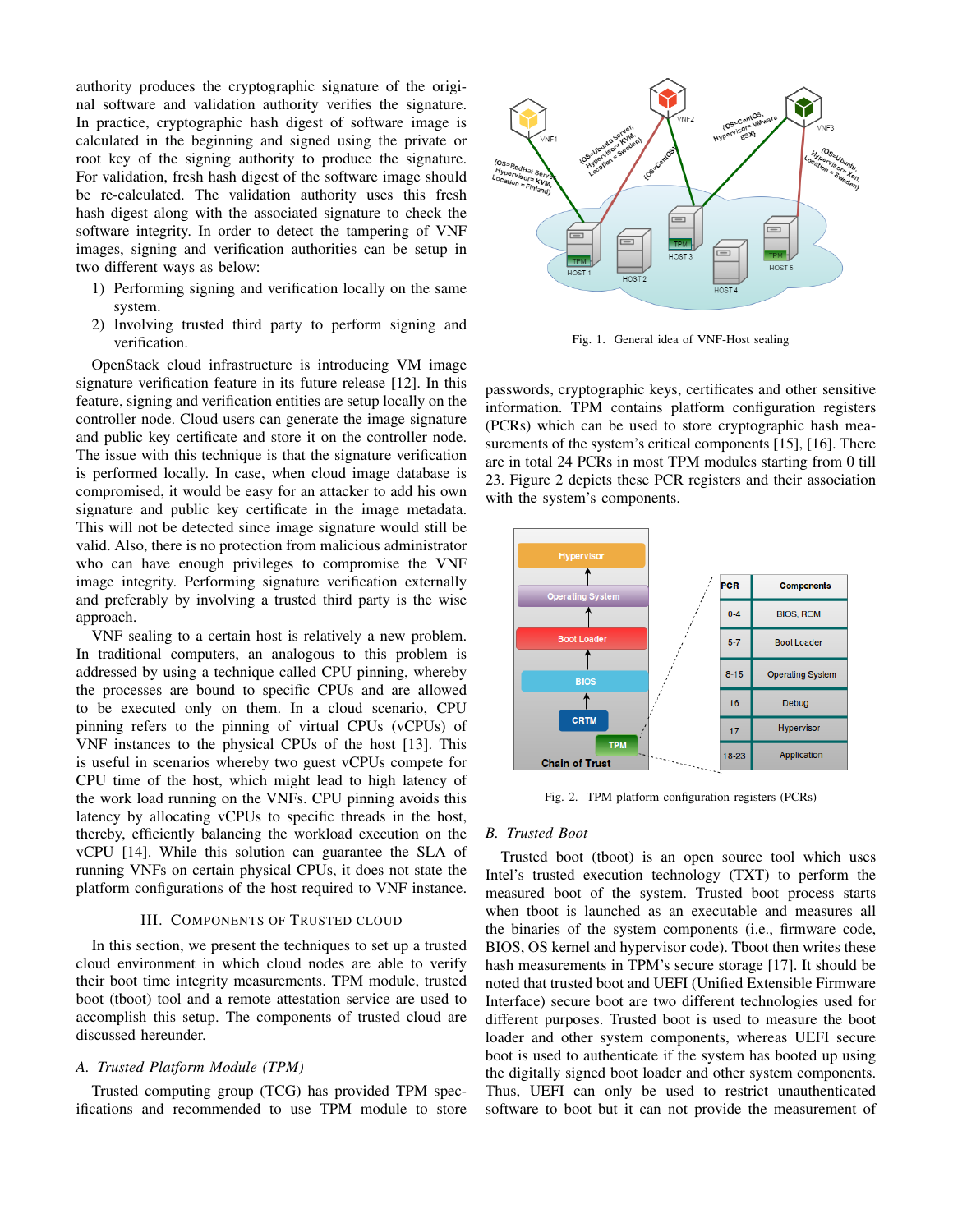authority produces the cryptographic signature of the original software and validation authority verifies the signature. In practice, cryptographic hash digest of software image is calculated in the beginning and signed using the private or root key of the signing authority to produce the signature. For validation, fresh hash digest of the software image should be re-calculated. The validation authority uses this fresh hash digest along with the associated signature to check the software integrity. In order to detect the tampering of VNF images, signing and verification authorities can be setup in two different ways as below:

1) Performing signing and verification locally on the same system.
2) Involving trusted third party to perform signing and verification.

OpenStack cloud infrastructure is introducing VM image signature verification feature in its future release [12]. In this feature, signing and verification entities are setup locally on the controller node. Cloud users can generate the image signature and public key certificate and store it on the controller node. The issue with this technique is that the signature verification is performed locally. In case, when cloud image database is compromised, it would be easy for an attacker to add his own signature and public key certificate in the image metadata. This will not be detected since image signature would still be valid. Also, there is no protection from malicious administrator who can have enough privileges to compromise the VNF image integrity. Performing signature verification externally and preferably by involving a trusted third party is the wise approach.

VNF sealing to a certain host is relatively a new problem. In traditional computers, an analogous to this problem is addressed by using a technique called CPU pinning, whereby the processes are bound to specific CPUs and are allowed to be executed only on them. In a cloud scenario, CPU pinning refers to the pinning of virtual CPUs (vCPUs) of VNF instances to the physical CPUs of the host [13]. This is useful in scenarios whereby two guest vCPUs compete for CPU time of the host, which might lead to high latency of the work load running on the VNFs. CPU pinning avoids this latency by allocating vCPUs to specific threads in the host, thereby, efficiently balancing the workload execution on the vCPU [14]. While this solution can guarantee the SLA of running VNFs on certain physical CPUs, it does not state the platform configurations of the host required to VNF instance.

## III. Components of Trusted Cloud

In this section, we present the techniques to set up a trusted cloud environment in which cloud nodes are able to verify their boot time integrity measurements. TPM module, trusted boot (tboot) tool and a remote attestation service are used to accomplish this setup. The components of trusted cloud are discussed hereunder.

### *A. Trusted Platform Module (TPM)*

Trusted computing group (TCG) has provided TPM specifications and recommended to use TPM module to store passwords, cryptographic keys, certificates and other sensitive information. TPM contains platform configuration registers (PCRs) which can be used to store cryptographic hash measurements of the system's critical components [15], [16]. There are in total 24 PCRs in most TPM modules starting from 0 till 23. Figure 2 depicts these PCR registers and their association with the system's components.

Fig. 1. General idea of VNF-Host sealing

| PCR | Components |
|---|---|
| 0-4 | BIOS, ROM |
| 5-7 | Boot Loader |
| 8-15 | Operating System |
| 16 | Debug |
| 17 | Hypervisor |
| 18-23 | Application |

Fig. 2. TPM platform configuration registers (PCRs)

### *B. Trusted Boot*

Trusted boot (tboot) is an open source tool which uses Intel's trusted execution technology (TXT) to perform the measured boot of the system. Trusted boot process starts when tboot is launched as an executable and measures all the binaries of the system components (i.e., firmware code, BIOS, OS kernel and hypervisor code). Tboot then writes these hash measurements in TPM's secure storage [17]. It should be noted that trusted boot and UEFI (Unified Extensible Firmware Interface) secure boot are two different technologies used for different purposes. Trusted boot is used to measure the boot loader and other system components, whereas UEFI secure boot is used to authenticate if the system has booted up using the digitally signed boot loader and other system components. Thus, UEFI can only be used to restrict unauthenticated software to boot but it can not provide the measurement of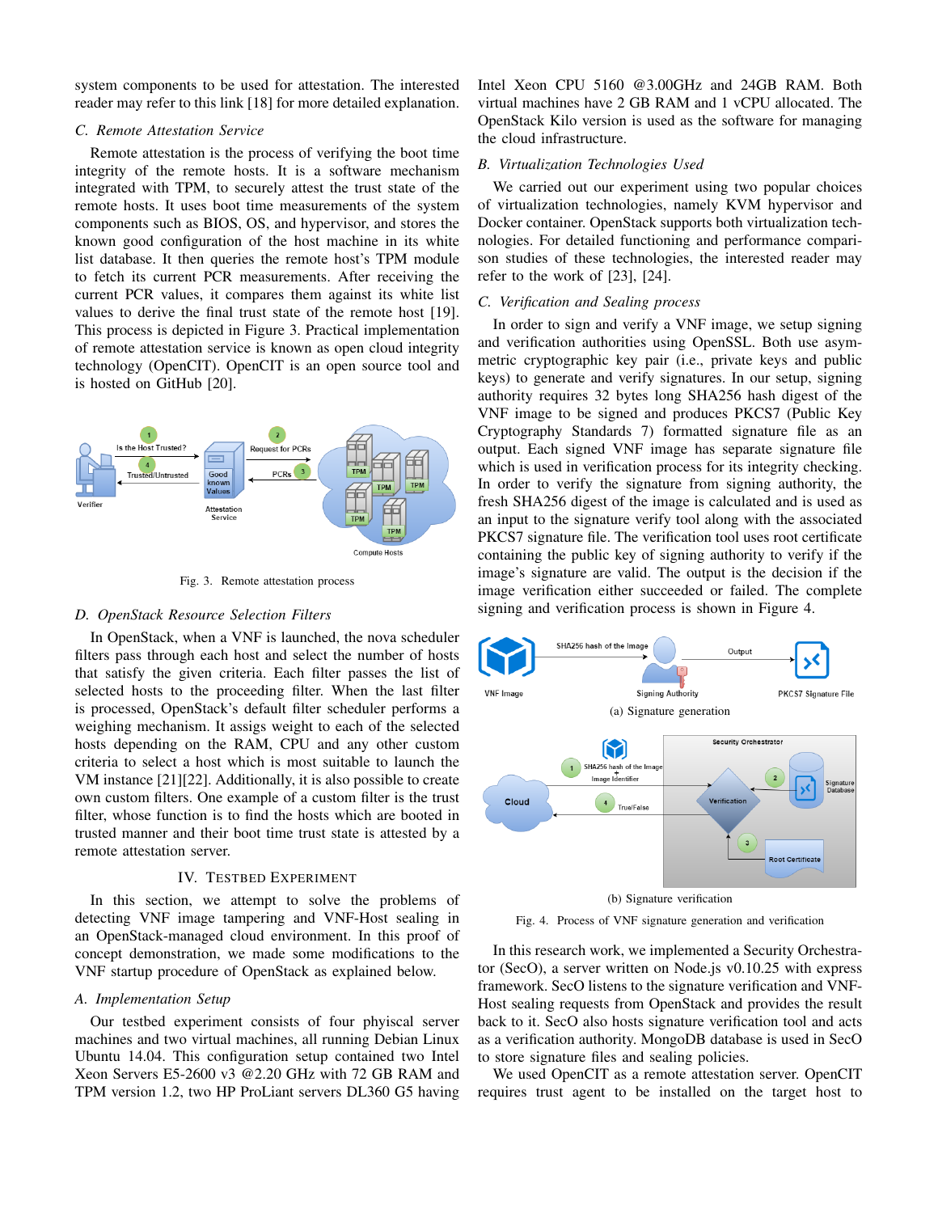system components to be used for attestation. The interested reader may refer to this link [18] for more detailed explanation.

### C. Remote Attestation Service

Remote attestation is the process of verifying the boot time integrity of the remote hosts. It is a software mechanism integrated with TPM, to securely attest the trust state of the remote hosts. It uses boot time measurements of the system components such as BIOS, OS, and hypervisor, and stores the known good configuration of the host machine in its white list database. It then queries the remote host's TPM module to fetch its current PCR measurements. After receiving the current PCR values, it compares them against its white list values to derive the final trust state of the remote host [19]. This process is depicted in Figure 3. Practical implementation of remote attestation service is known as open cloud integrity technology (OpenCIT). OpenCIT is an open source tool and is hosted on GitHub [20].

Fig. 3. Remote attestation process

### D. OpenStack Resource Selection Filters

In OpenStack, when a VNF is launched, the nova scheduler filters pass through each host and select the number of hosts that satisfy the given criteria. Each filter passes the list of selected hosts to the proceeding filter. When the last filter is processed, OpenStack's default filter scheduler performs a weighing mechanism. It assigs weight to each of the selected hosts depending on the RAM, CPU and any other custom criteria to select a host which is most suitable to launch the VM instance [21][22]. Additionally, it is also possible to create own custom filters. One example of a custom filter is the trust filter, whose function is to find the hosts which are booted in trusted manner and their boot time trust state is attested by a remote attestation server.

## IV. Testbed Experiment

In this section, we attempt to solve the problems of detecting VNF image tampering and VNF-Host sealing in an OpenStack-managed cloud environment. In this proof of concept demonstration, we made some modifications to the VNF startup procedure of OpenStack as explained below.

### A. Implementation Setup

Our testbed experiment consists of four phyiscal server machines and two virtual machines, all running Debian Linux Ubuntu 14.04. This configuration setup contained two Intel Xeon Servers E5-2600 v3 @2.20 GHz with 72 GB RAM and TPM version 1.2, two HP ProLiant servers DL360 G5 having Intel Xeon CPU 5160 @3.00GHz and 24GB RAM. Both virtual machines have 2 GB RAM and 1 vCPU allocated. The OpenStack Kilo version is used as the software for managing the cloud infrastructure.

### B. Virtualization Technologies Used

We carried out our experiment using two popular choices of virtualization technologies, namely KVM hypervisor and Docker container. OpenStack supports both virtualization technologies. For detailed functioning and performance comparison studies of these technologies, the interested reader may refer to the work of [23], [24].

### C. Verification and Sealing process

In order to sign and verify a VNF image, we setup signing and verification authorities using OpenSSL. Both use asymmetric cryptographic key pair (i.e., private keys and public keys) to generate and verify signatures. In our setup, signing authority requires 32 bytes long SHA256 hash digest of the VNF image to be signed and produces PKCS7 (Public Key Cryptography Standards 7) formatted signature file as an output. Each signed VNF image has separate signature file which is used in verification process for its integrity checking. In order to verify the signature from signing authority, the fresh SHA256 digest of the image is calculated and is used as an input to the signature verify tool along with the associated PKCS7 signature file. The verification tool uses root certificate containing the public key of signing authority to verify if the image's signature are valid. The output is the decision if the image verification either succeeded or failed. The complete signing and verification process is shown in Figure 4.

(a) Signature generation

(b) Signature verification

Fig. 4. Process of VNF signature generation and verification

In this research work, we implemented a Security Orchestrator (SecO), a server written on Node.js v0.10.25 with express framework. SecO listens to the signature verification and VNF-Host sealing requests from OpenStack and provides the result back to it. SecO also hosts signature verification tool and acts as a verification authority. MongoDB database is used in SecO to store signature files and sealing policies.

We used OpenCIT as a remote attestation server. OpenCIT requires trust agent to be installed on the target host to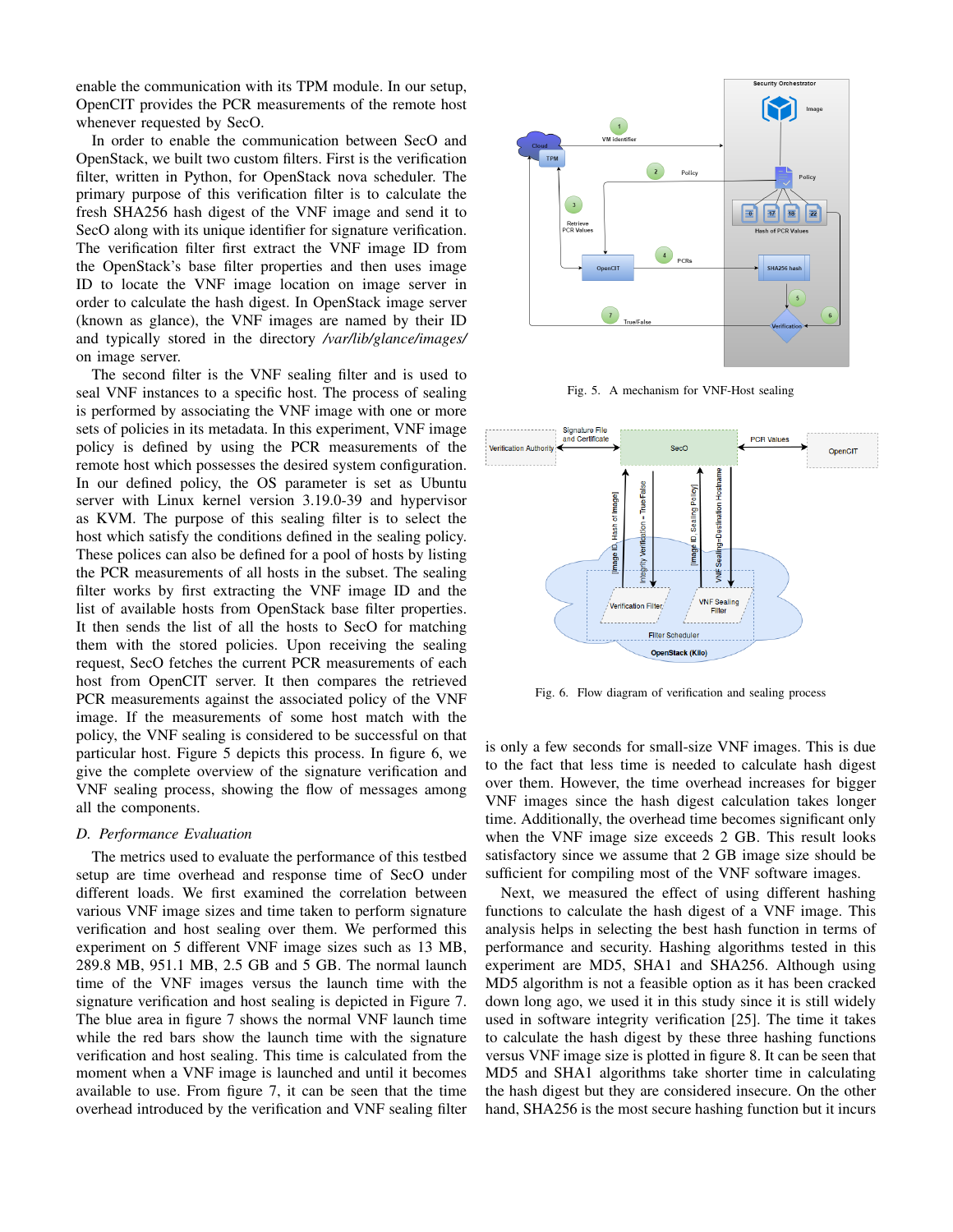enable the communication with its TPM module. In our setup, OpenCIT provides the PCR measurements of the remote host whenever requested by SecO.

In order to enable the communication between SecO and OpenStack, we built two custom filters. First is the verification filter, written in Python, for OpenStack nova scheduler. The primary purpose of this verification filter is to calculate the fresh SHA256 hash digest of the VNF image and send it to SecO along with its unique identifier for signature verification. The verification filter first extract the VNF image ID from the OpenStack's base filter properties and then uses image ID to locate the VNF image location on image server in order to calculate the hash digest. In OpenStack image server (known as glance), the VNF images are named by their ID and typically stored in the directory */var/lib/glance/images/* on image server.

The second filter is the VNF sealing filter and is used to seal VNF instances to a specific host. The process of sealing is performed by associating the VNF image with one or more sets of policies in its metadata. In this experiment, VNF image policy is defined by using the PCR measurements of the remote host which possesses the desired system configuration. In our defined policy, the OS parameter is set as Ubuntu server with Linux kernel version 3.19.0-39 and hypervisor as KVM. The purpose of this sealing filter is to select the host which satisfy the conditions defined in the sealing policy. These polices can also be defined for a pool of hosts by listing the PCR measurements of all hosts in the subset. The sealing filter works by first extracting the VNF image ID and the list of available hosts from OpenStack base filter properties. It then sends the list of all the hosts to SecO for matching them with the stored policies. Upon receiving the sealing request, SecO fetches the current PCR measurements of each host from OpenCIT server. It then compares the retrieved PCR measurements against the associated policy of the VNF image. If the measurements of some host match with the policy, the VNF sealing is considered to be successful on that particular host. Figure 5 depicts this process. In figure 6, we give the complete overview of the signature verification and VNF sealing process, showing the flow of messages among all the components.

### D. Performance Evaluation

The metrics used to evaluate the performance of this testbed setup are time overhead and response time of SecO under different loads. We first examined the correlation between various VNF image sizes and time taken to perform signature verification and host sealing over them. We performed this experiment on 5 different VNF image sizes such as 13 MB, 289.8 MB, 951.1 MB, 2.5 GB and 5 GB. The normal launch time of the VNF images versus the launch time with the signature verification and host sealing is depicted in Figure 7. The blue area in figure 7 shows the normal VNF launch time while the red bars show the launch time with the signature verification and host sealing. This time is calculated from the moment when a VNF image is launched and until it becomes available to use. From figure 7, it can be seen that the time overhead introduced by the verification and VNF sealing filter

Fig. 5. A mechanism for VNF-Host sealing

Fig. 6. Flow diagram of verification and sealing process

is only a few seconds for small-size VNF images. This is due to the fact that less time is needed to calculate hash digest over them. However, the time overhead increases for bigger VNF images since the hash digest calculation takes longer time. Additionally, the overhead time becomes significant only when the VNF image size exceeds 2 GB. This result looks satisfactory since we assume that 2 GB image size should be sufficient for compiling most of the VNF software images.

Next, we measured the effect of using different hashing functions to calculate the hash digest of a VNF image. This analysis helps in selecting the best hash function in terms of performance and security. Hashing algorithms tested in this experiment are MD5, SHA1 and SHA256. Although using MD5 algorithm is not a feasible option as it has been cracked down long ago, we used it in this study since it is still widely used in software integrity verification [25]. The time it takes to calculate the hash digest by these three hashing functions versus VNF image size is plotted in figure 8. It can be seen that MD5 and SHA1 algorithms take shorter time in calculating the hash digest but they are considered insecure. On the other hand, SHA256 is the most secure hashing function but it incurs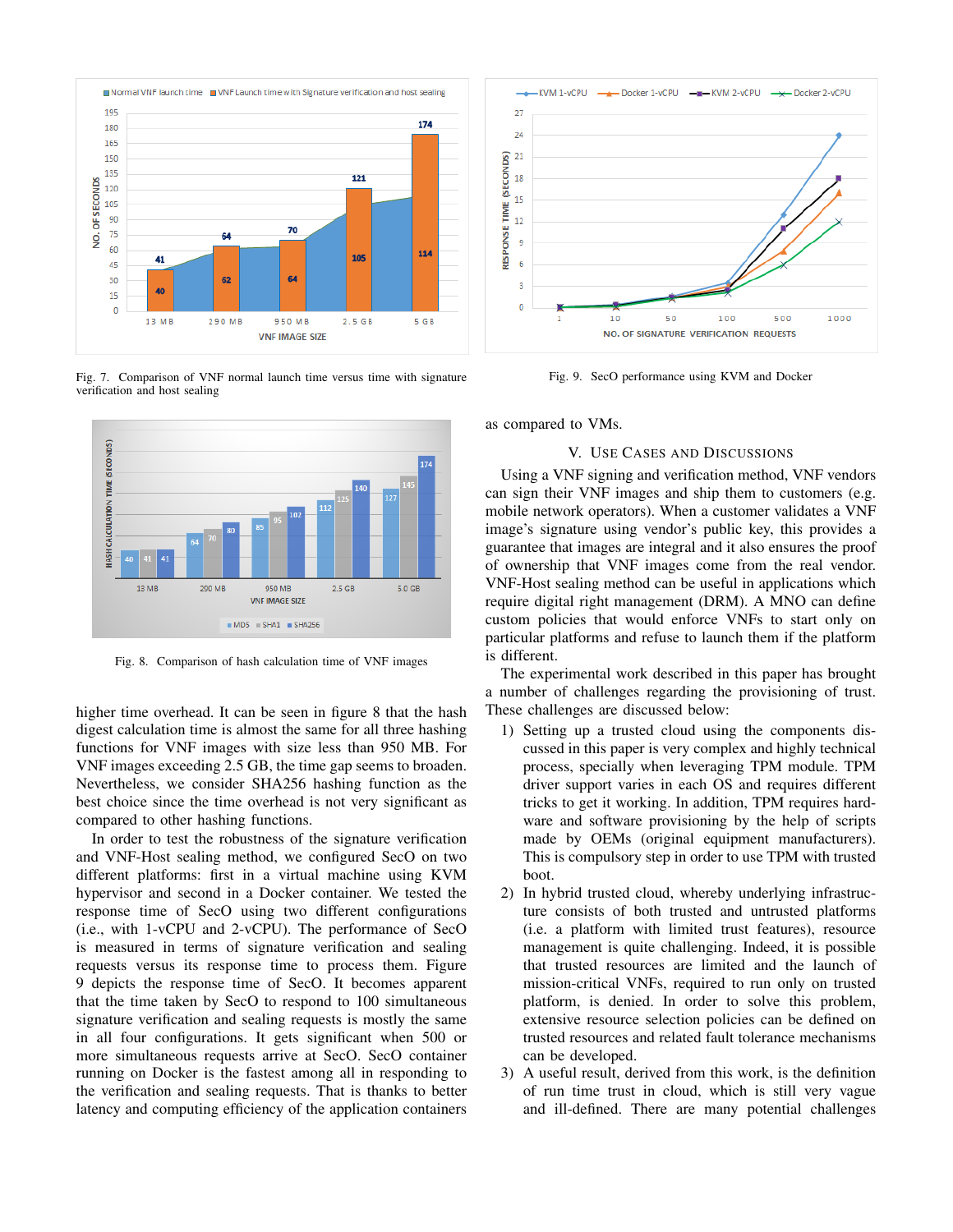Fig. 7. Comparison of VNF normal launch time versus time with signature verification and host sealing

Fig. 8. Comparison of hash calculation time of VNF images

Fig. 9. SecO performance using KVM and Docker

higher time overhead. It can be seen in figure 8 that the hash digest calculation time is almost the same for all three hashing functions for VNF images with size less than 950 MB. For VNF images exceeding 2.5 GB, the time gap seems to broaden. Nevertheless, we consider SHA256 hashing function as the best choice since the time overhead is not very significant as compared to other hashing functions.

In order to test the robustness of the signature verification and VNF-Host sealing method, we configured SecO on two different platforms: first in a virtual machine using KVM hypervisor and second in a Docker container. We tested the response time of SecO using two different configurations (i.e., with 1-vCPU and 2-vCPU). The performance of SecO is measured in terms of signature verification and sealing requests versus its response time to process them. Figure 9 depicts the response time of SecO. It becomes apparent that the time taken by SecO to respond to 100 simultaneous signature verification and sealing requests is mostly the same in all four configurations. It gets significant when 500 or more simultaneous requests arrive at SecO. SecO container running on Docker is the fastest among all in responding to the verification and sealing requests. That is thanks to better latency and computing efficiency of the application containers as compared to VMs.

## V. Use Cases and Discussions

Using a VNF signing and verification method, VNF vendors can sign their VNF images and ship them to customers (e.g. mobile network operators). When a customer validates a VNF image's signature using vendor's public key, this provides a guarantee that images are integral and it also ensures the proof of ownership that VNF images come from the real vendor. VNF-Host sealing method can be useful in applications which require digital right management (DRM). A MNO can define custom policies that would enforce VNFs to start only on particular platforms and refuse to launch them if the platform is different.

The experimental work described in this paper has brought a number of challenges regarding the provisioning of trust. These challenges are discussed below:

1) Setting up a trusted cloud using the components discussed in this paper is very complex and highly technical process, specially when leveraging TPM module. TPM driver support varies in each OS and requires different tricks to get it working. In addition, TPM requires hardware and software provisioning by the help of scripts made by OEMs (original equipment manufacturers). This is compulsory step in order to use TPM with trusted boot.
2) In hybrid trusted cloud, whereby underlying infrastructure consists of both trusted and untrusted platforms (i.e. a platform with limited trust features), resource management is quite challenging. Indeed, it is possible that trusted resources are limited and the launch of mission-critical VNFs, required to run only on trusted platform, is denied. In order to solve this problem, extensive resource selection policies can be defined on trusted resources and related fault tolerance mechanisms can be developed.
3) A useful result, derived from this work, is the definition of run time trust in cloud, which is still very vague and ill-defined. There are many potential challenges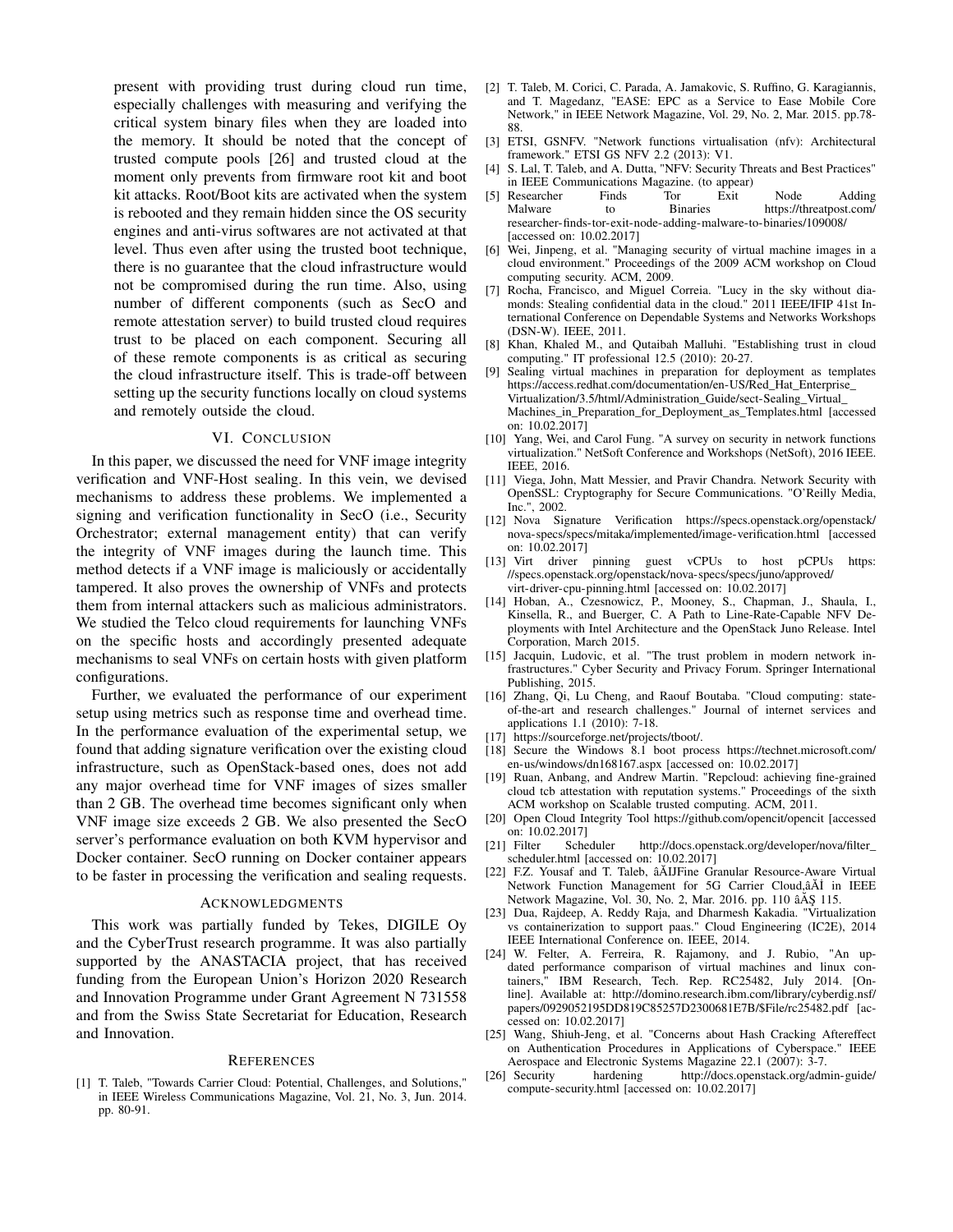present with providing trust during cloud run time, especially challenges with measuring and verifying the critical system binary files when they are loaded into the memory. It should be noted that the concept of trusted compute pools [26] and trusted cloud at the moment only prevents from firmware root kit and boot kit attacks. Root/Boot kits are activated when the system is rebooted and they remain hidden since the OS security engines and anti-virus softwares are not activated at that level. Thus even after using the trusted boot technique, there is no guarantee that the cloud infrastructure would not be compromised during the run time. Also, using number of different components (such as SecO and remote attestation server) to build trusted cloud requires trust to be placed on each component. Securing all of these remote components is as critical as securing the cloud infrastructure itself. This is trade-off between setting up the security functions locally on cloud systems and remotely outside the cloud.

## VI. Conclusion

In this paper, we discussed the need for VNF image integrity verification and VNF-Host sealing. In this vein, we devised mechanisms to address these problems. We implemented a signing and verification functionality in SecO (i.e., Security Orchestrator; external management entity) that can verify the integrity of VNF images during the launch time. This method detects if a VNF image is maliciously or accidentally tampered. It also proves the ownership of VNFs and protects them from internal attackers such as malicious administrators. We studied the Telco cloud requirements for launching VNFs on the specific hosts and accordingly presented adequate mechanisms to seal VNFs on certain hosts with given platform configurations.

Further, we evaluated the performance of our experiment setup using metrics such as response time and overhead time. In the performance evaluation of the experimental setup, we found that adding signature verification over the existing cloud infrastructure, such as OpenStack-based ones, does not add any major overhead time for VNF images of sizes smaller than 2 GB. The overhead time becomes significant only when VNF image size exceeds 2 GB. We also presented the SecO server's performance evaluation on both KVM hypervisor and Docker container. SecO running on Docker container appears to be faster in processing the verification and sealing requests.

## Acknowledgments

This work was partially funded by Tekes, DIGILE Oy and the CyberTrust research programme. It was also partially supported by the ANASTACIA project, that has received funding from the European Union's Horizon 2020 Research and Innovation Programme under Grant Agreement N 731558 and from the Swiss State Secretariat for Education, Research and Innovation.

## References

[1] T. Taleb, "Towards Carrier Cloud: Potential, Challenges, and Solutions," in IEEE Wireless Communications Magazine, Vol. 21, No. 3, Jun. 2014. pp. 80-91.

[2] T. Taleb, M. Corici, C. Parada, A. Jamakovic, S. Ruffino, G. Karagiannis, and T. Magedanz, "EASE: EPC as a Service to Ease Mobile Core Network," in IEEE Network Magazine, Vol. 29, No. 2, Mar. 2015. pp.78-88.

[3] ETSI, GSNFV. "Network functions virtualisation (nfv): Architectural framework." ETSI GS NFV 2.2 (2013): V1.

[4] S. Lal, T. Taleb, and A. Dutta, "NFV: Security Threats and Best Practices" in IEEE Communications Magazine. (to appear)

[5] Researcher Finds Tor Exit Node Adding Malware to Binaries https://threatpost.com/researcher-finds-tor-exit-node-adding-malware-to-binaries/109008/ [accessed on: 10.02.2017]

[6] Wei, Jinpeng, et al. "Managing security of virtual machine images in a cloud environment." Proceedings of the 2009 ACM workshop on Cloud computing security. ACM, 2009.

[7] Rocha, Francisco, and Miguel Correia. "Lucy in the sky without diamonds: Stealing confidential data in the cloud." 2011 IEEE/IFIP 41st International Conference on Dependable Systems and Networks Workshops (DSN-W). IEEE, 2011.

[8] Khan, Khaled M., and Qutaibah Malluhi. "Establishing trust in cloud computing." IT professional 12.5 (2010): 20-27.

[9] Sealing virtual machines in preparation for deployment as templates https://access.redhat.com/documentation/en-US/Red_Hat_Enterprise_Virtualization/3.5/html/Administration_Guide/sect-Sealing_Virtual_Machines_in_Preparation_for_Deployment_as_Templates.html [accessed on: 10.02.2017]

[10] Yang, Wei, and Carol Fung. "A survey on security in network functions virtualization." NetSoft Conference and Workshops (NetSoft), 2016 IEEE. IEEE, 2016.

[11] Viega, John, Matt Messier, and Pravir Chandra. Network Security with OpenSSL: Cryptography for Secure Communications. "O'Reilly Media, Inc.", 2002.

[12] Nova Signature Verification https://specs.openstack.org/openstack/nova-specs/specs/mitaka/implemented/image-verification.html [accessed on: 10.02.2017]

[13] Virt driver pinning guest vCPUs to host pCPUs https://specs.openstack.org/openstack/nova-specs/specs/juno/approved/virt-driver-cpu-pinning.html [accessed on: 10.02.2017]

[14] Hoban, A., Czesnowicz, P., Mooney, S., Chapman, J., Shaula, I., Kinsella, R., and Buerger, C. A Path to Line-Rate-Capable NFV Deployments with Intel Architecture and the OpenStack Juno Release. Intel Corporation, March 2015.

[15] Jacquin, Ludovic, et al. "The trust problem in modern network infrastructures." Cyber Security and Privacy Forum. Springer International Publishing, 2015.

[16] Zhang, Qi, Lu Cheng, and Raouf Boutaba. "Cloud computing: state-of-the-art and research challenges." Journal of internet services and applications 1.1 (2010): 7-18.

[17] https://sourceforge.net/projects/tboot/.

[18] Secure the Windows 8.1 boot process https://technet.microsoft.com/en-us/windows/dn168167.aspx [accessed on: 10.02.2017]

[19] Ruan, Anbang, and Andrew Martin. "Repcloud: achieving fine-grained cloud tcb attestation with reputation systems." Proceedings of the sixth ACM workshop on Scalable trusted computing. ACM, 2011.

[20] Open Cloud Integrity Tool https://github.com/opencit/opencit [accessed on: 10.02.2017]

[21] Filter Scheduler http://docs.openstack.org/developer/nova/filter_scheduler.html [accessed on: 10.02.2017]

[22] F.Z. Yousaf and T. Taleb, âĂIJFine Granular Resource-Aware Virtual Network Function Management for 5G Carrier Cloud,âĂİ in IEEE Network Magazine, Vol. 30, No. 2, Mar. 2016. pp. 110 âĂŞ 115.

[23] Dua, Rajdeep, A. Reddy Raja, and Dharmesh Kakadia. "Virtualization vs containerization to support paas." Cloud Engineering (IC2E), 2014 IEEE International Conference on. IEEE, 2014.

[24] W. Felter, A. Ferreira, R. Rajamony, and J. Rubio, "An updated performance comparison of virtual machines and linux containers," IBM Research, Tech. Rep. RC25482, July 2014. [Online]. Available at: http://domino.research.ibm.com/library/cyberdig.nsf/papers/0929052195DD819C85257D2300681E7B/$File/rc25482.pdf [accessed on: 10.02.2017]

[25] Wang, Shiuh-Jeng, et al. "Concerns about Hash Cracking Aftereffect on Authentication Procedures in Applications of Cyberspace." IEEE Aerospace and Electronic Systems Magazine 22.1 (2007): 3-7.

[26] Security hardening http://docs.openstack.org/admin-guide/compute-security.html [accessed on: 10.02.2017]